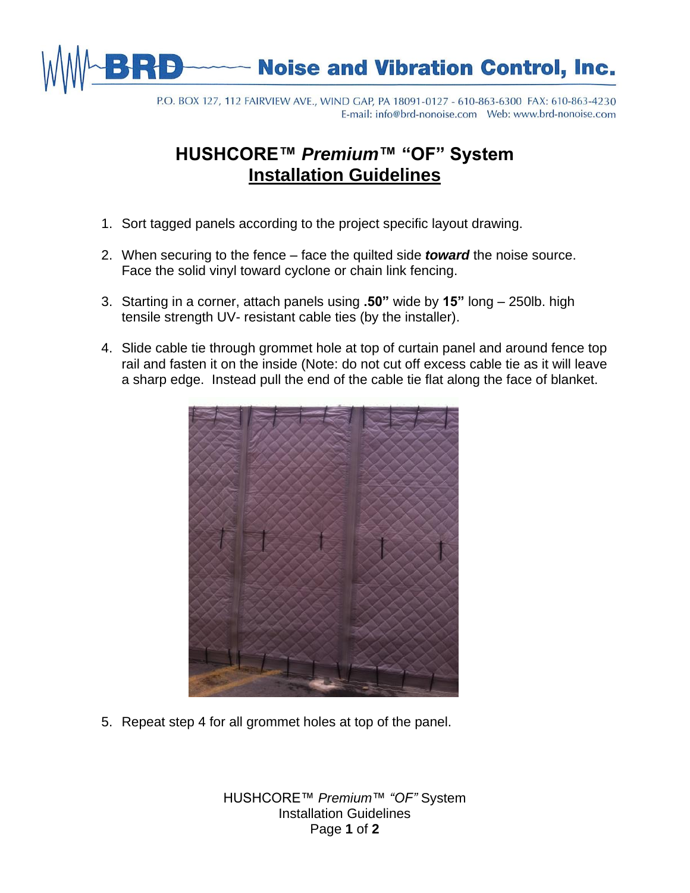# BRD Noise and Vibration Control, Inc.

P.O. BOX 127, 112 FAIRVIEW AVE., WIND GAP, PA 18091-0127 - 610-863-6300 FAX: 610-863-4230
E-mail: info@brd-nonoise.com Web: www.brd-nonoise.com

## HUSHCORE™ *Premium*™ "OF" System
## Installation Guidelines

1. Sort tagged panels according to the project specific layout drawing.

2. When securing to the fence – face the quilted side ***toward*** the noise source. Face the solid vinyl toward cyclone or chain link fencing.

3. Starting in a corner, attach panels using **.50"** wide by **15"** long – 250lb. high tensile strength UV- resistant cable ties (by the installer).

4. Slide cable tie through grommet hole at top of curtain panel and around fence top rail and fasten it on the inside (Note: do not cut off excess cable tie as it will leave a sharp edge. Instead pull the end of the cable tie flat along the face of blanket.

5. Repeat step 4 for all grommet holes at top of the panel.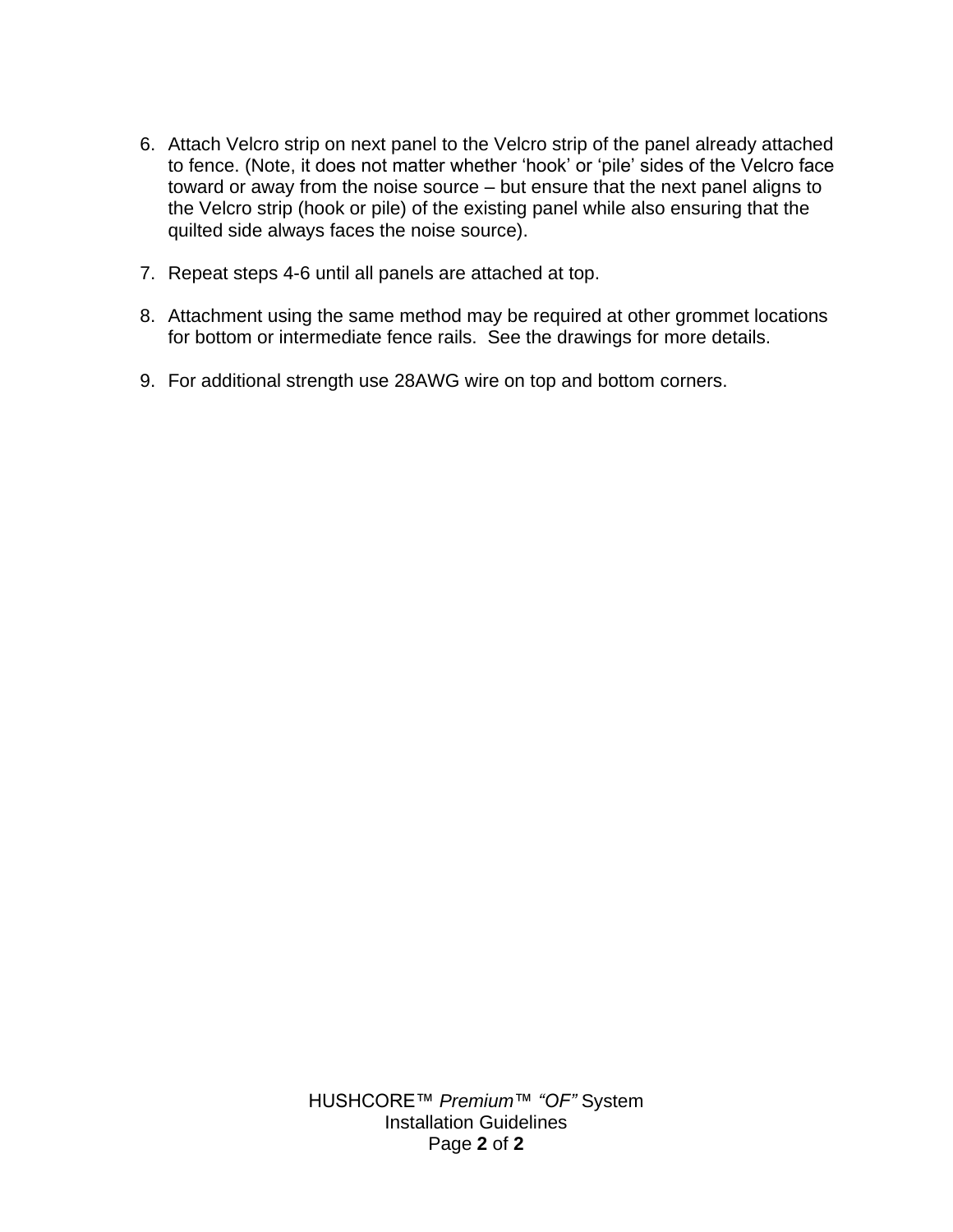6. Attach Velcro strip on next panel to the Velcro strip of the panel already attached to fence. (Note, it does not matter whether 'hook' or 'pile' sides of the Velcro face toward or away from the noise source – but ensure that the next panel aligns to the Velcro strip (hook or pile) of the existing panel while also ensuring that the quilted side always faces the noise source).

7. Repeat steps 4-6 until all panels are attached at top.

8. Attachment using the same method may be required at other grommet locations for bottom or intermediate fence rails. See the drawings for more details.

9. For additional strength use 28AWG wire on top and bottom corners.